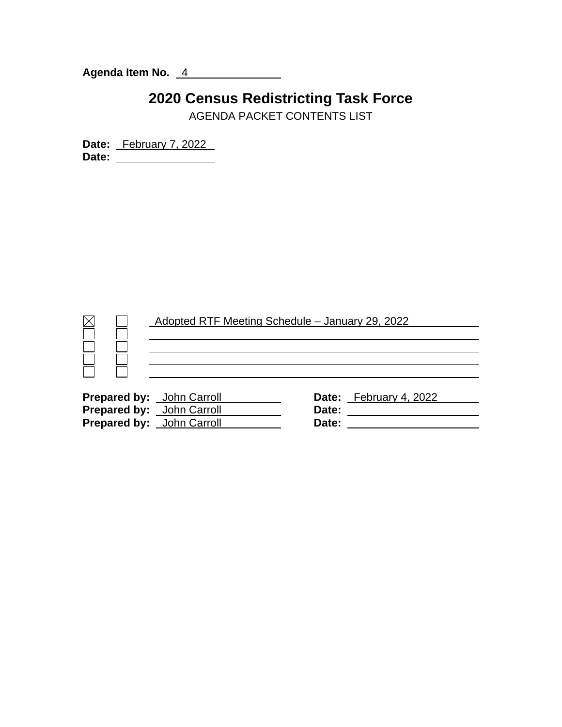**Agenda Item No.** 4

# 2020 Census Redistricting Task Force

AGENDA PACKET CONTENTS LIST

**Date:** February 7, 2022
**Date:**

| | | |
|---|---|---|
| ☒ | ☐ | Adopted RTF Meeting Schedule – January 29, 2022 |
| ☐ | ☐ | |
| ☐ | ☐ | |
| ☐ | ☐ | |
| ☐ | ☐ | |

**Prepared by:** John Carroll **Date:** February 4, 2022
**Prepared by:** John Carroll **Date:**
**Prepared by:** John Carroll **Date:**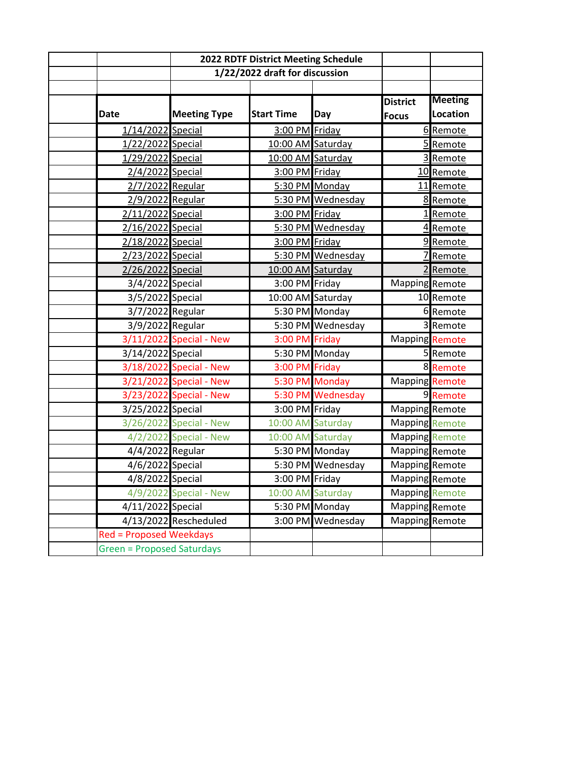## 2022 RDTF District Meeting Schedule

### 1/22/2022 draft for discussion

| Date | Meeting Type | Start Time | Day | District Focus | Meeting Location |
|---|---|---|---|---|---|
| 1/14/2022 | Special | 3:00 PM | Friday | 6 | Remote |
| 1/22/2022 | Special | 10:00 AM | Saturday | 5 | Remote |
| 1/29/2022 | Special | 10:00 AM | Saturday | 3 | Remote |
| 2/4/2022 | Special | 3:00 PM | Friday | 10 | Remote |
| 2/7/2022 | Regular | 5:30 PM | Monday | 11 | Remote |
| 2/9/2022 | Regular | 5:30 PM | Wednesday | 8 | Remote |
| 2/11/2022 | Special | 3:00 PM | Friday | 1 | Remote |
| 2/16/2022 | Special | 5:30 PM | Wednesday | 4 | Remote |
| 2/18/2022 | Special | 3:00 PM | Friday | 9 | Remote |
| 2/23/2022 | Special | 5:30 PM | Wednesday | 7 | Remote |
| 2/26/2022 | Special | 10:00 AM | Saturday | 2 | Remote |
| 3/4/2022 | Special | 3:00 PM | Friday | Mapping | Remote |
| 3/5/2022 | Special | 10:00 AM | Saturday | 10 | Remote |
| 3/7/2022 | Regular | 5:30 PM | Monday | 6 | Remote |
| 3/9/2022 | Regular | 5:30 PM | Wednesday | 3 | Remote |
| 3/11/2022 | Special - New | 3:00 PM | Friday | Mapping | Remote |
| 3/14/2022 | Special | 5:30 PM | Monday | 5 | Remote |
| 3/18/2022 | Special - New | 3:00 PM | Friday | 8 | Remote |
| 3/21/2022 | Special - New | 5:30 PM | Monday | Mapping | Remote |
| 3/23/2022 | Special - New | 5:30 PM | Wednesday | 9 | Remote |
| 3/25/2022 | Special | 3:00 PM | Friday | Mapping | Remote |
| 3/26/2022 | Special - New | 10:00 AM | Saturday | Mapping | Remote |
| 4/2/2022 | Special - New | 10:00 AM | Saturday | Mapping | Remote |
| 4/4/2022 | Regular | 5:30 PM | Monday | Mapping | Remote |
| 4/6/2022 | Special | 5:30 PM | Wednesday | Mapping | Remote |
| 4/8/2022 | Special | 3:00 PM | Friday | Mapping | Remote |
| 4/9/2022 | Special - New | 10:00 AM | Saturday | Mapping | Remote |
| 4/11/2022 | Special | 5:30 PM | Monday | Mapping | Remote |
| 4/13/2022 | Rescheduled | 3:00 PM | Wednesday | Mapping | Remote |

Red = Proposed Weekdays

Green = Proposed Saturdays